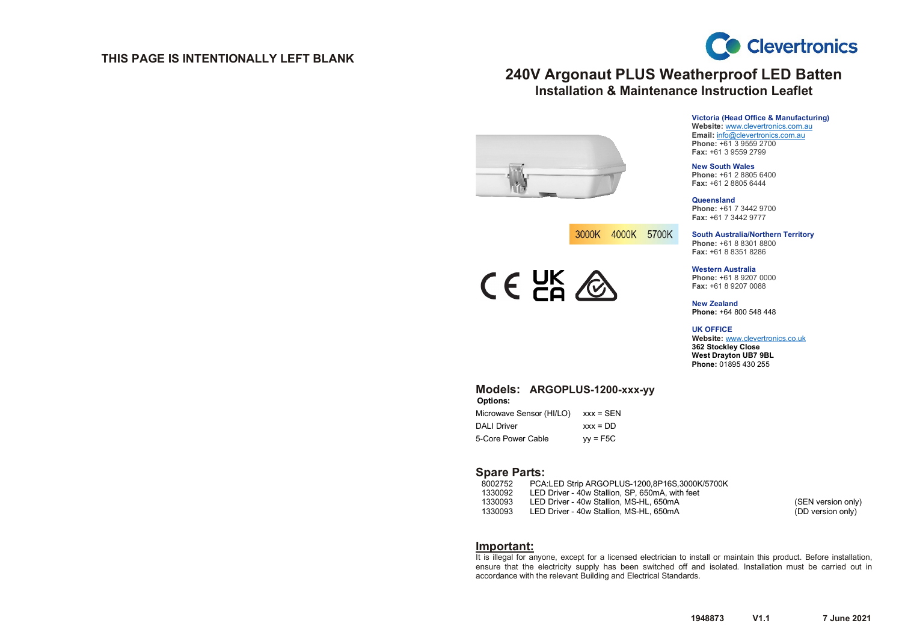THIS PAGE IS INTENTIONALLY LEFT BLANK

Clevertronics

# 240V Argonaut PLUS Weatherproof LED Batten

## Installation & Maintenance Instruction Leaflet

3000K 4000K 5700K

**Victoria (Head Office & Manufacturing)**
**Website:** www.clevertronics.com.au
**Email:** info@clevertronics.com.au
**Phone:** +61 3 9559 2700
**Fax:** +61 3 9559 2799

**New South Wales**
**Phone:** +61 2 8805 6400
**Fax:** +61 2 8805 6444

**Queensland**
**Phone:** +61 7 3442 9700
**Fax:** +61 7 3442 9777

**South Australia/Northern Territory**
**Phone:** +61 8 8301 8800
**Fax:** +61 8 8351 8286

**Western Australia**
**Phone:** +61 8 9207 0000
**Fax:** +61 8 9207 0088

**New Zealand**
**Phone:** +64 800 548 448

**UK OFFICE**
**Website:** www.clevertronics.co.uk
**362 Stockley Close**
**West Drayton UB7 9BL**
**Phone:** 01895 430 255

## Models: ARGOPLUS-1200-xxx-yy

**Options:**

| | |
|---|---|
| Microwave Sensor (HI/LO) | xxx = SEN |
| DALI Driver | xxx = DD |
| 5-Core Power Cable | yy = F5C |

## Spare Parts:

| | | |
|---|---|---|
| 8002752 | PCA:LED Strip ARGOPLUS-1200,8P16S,3000K/5700K | |
| 1330092 | LED Driver - 40w Stallion, SP, 650mA, with feet | |
| 1330093 | LED Driver - 40w Stallion, MS-HL, 650mA | (SEN version only) |
| 1330093 | LED Driver - 40w Stallion, MS-HL, 650mA | (DD version only) |

## Important:

It is illegal for anyone, except for a licensed electrician to install or maintain this product. Before installation, ensure that the electricity supply has been switched off and isolated. Installation must be carried out in accordance with the relevant Building and Electrical Standards.

**1948873 V1.1 7 June 2021**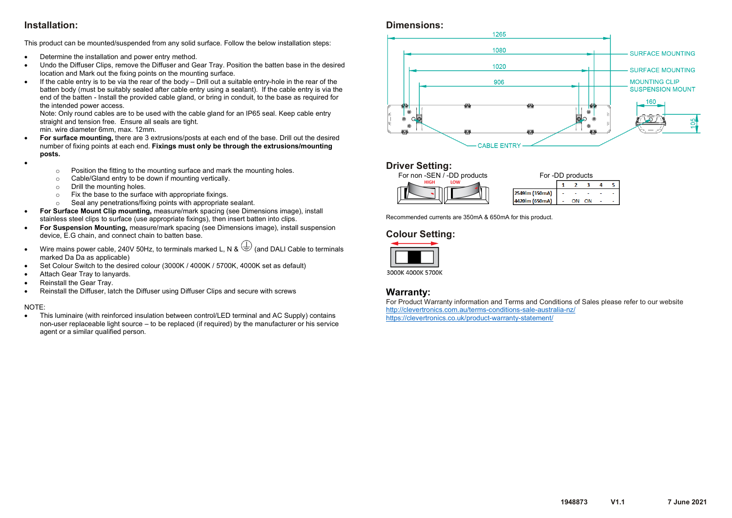## Installation:

This product can be mounted/suspended from any solid surface. Follow the below installation steps:

- Determine the installation and power entry method.
- Undo the Diffuser Clips, remove the Diffuser and Gear Tray. Position the batten base in the desired location and Mark out the fixing points on the mounting surface.
- If the cable entry is to be via the rear of the body – Drill out a suitable entry-hole in the rear of the batten body (must be suitably sealed after cable entry using a sealant). If the cable entry is via the end of the batten - Install the provided cable gland, or bring in conduit, to the base as required for the intended power access.
  Note: Only round cables are to be used with the cable gland for an IP65 seal. Keep cable entry straight and tension free. Ensure all seals are tight.
  min. wire diameter 6mm, max. 12mm.
- **For surface mounting,** there are 3 extrusions/posts at each end of the base. Drill out the desired number of fixing points at each end. **Fixings must only be through the extrusions/mounting posts.**
-
  - Position the fitting to the mounting surface and mark the mounting holes.
  - Cable/Gland entry to be down if mounting vertically.
  - Drill the mounting holes.
  - Fix the base to the surface with appropriate fixings.
  - Seal any penetrations/fixing points with appropriate sealant.
- **For Surface Mount Clip mounting,** measure/mark spacing (see Dimensions image), install stainless steel clips to surface (use appropriate fixings), then insert batten into clips.
- **For Suspension Mounting,** measure/mark spacing (see Dimensions image), install suspension device, E.G chain, and connect chain to batten base.
- Wire mains power cable, 240V 50Hz, to terminals marked L, N & ⏚ (and DALI Cable to terminals marked Da Da as applicable)
- Set Colour Switch to the desired colour (3000K / 4000K / 5700K, 4000K set as default)
- Attach Gear Tray to lanyards.
- Reinstall the Gear Tray.
- Reinstall the Diffuser, latch the Diffuser using Diffuser Clips and secure with screws

NOTE:

- This luminaire (with reinforced insulation between control/LED terminal and AC Supply) contains non-user replaceable light source – to be replaced (if required) by the manufacturer or his service agent or a similar qualified person.

## Dimensions:

1265
1080 SURFACE MOUNTING
1020 SURFACE MOUNTING
906 MOUNTING CLIP SUSPENSION MOUNT
160
105
CABLE ENTRY

## Driver Setting:

For non -SEN / -DD products

HIGH LOW

For -DD products

| | 1 | 2 | 3 | 4 | 5 |
|---|---|---|---|---|---|
| 2549lm (350mA) | - | - | - | - | - |
| 4420lm (650mA) | - | ON | ON | - | - |

Recommended currents are 350mA & 650mA for this product.

## Colour Setting:

3000K 4000K 5700K

## Warranty:

For Product Warranty information and Terms and Conditions of Sales please refer to our website
http://clevertronics.com.au/terms-conditions-sale-australia-nz/
https://clevertronics.co.uk/product-warranty-statement/

1948873 V1.1 7 June 2021